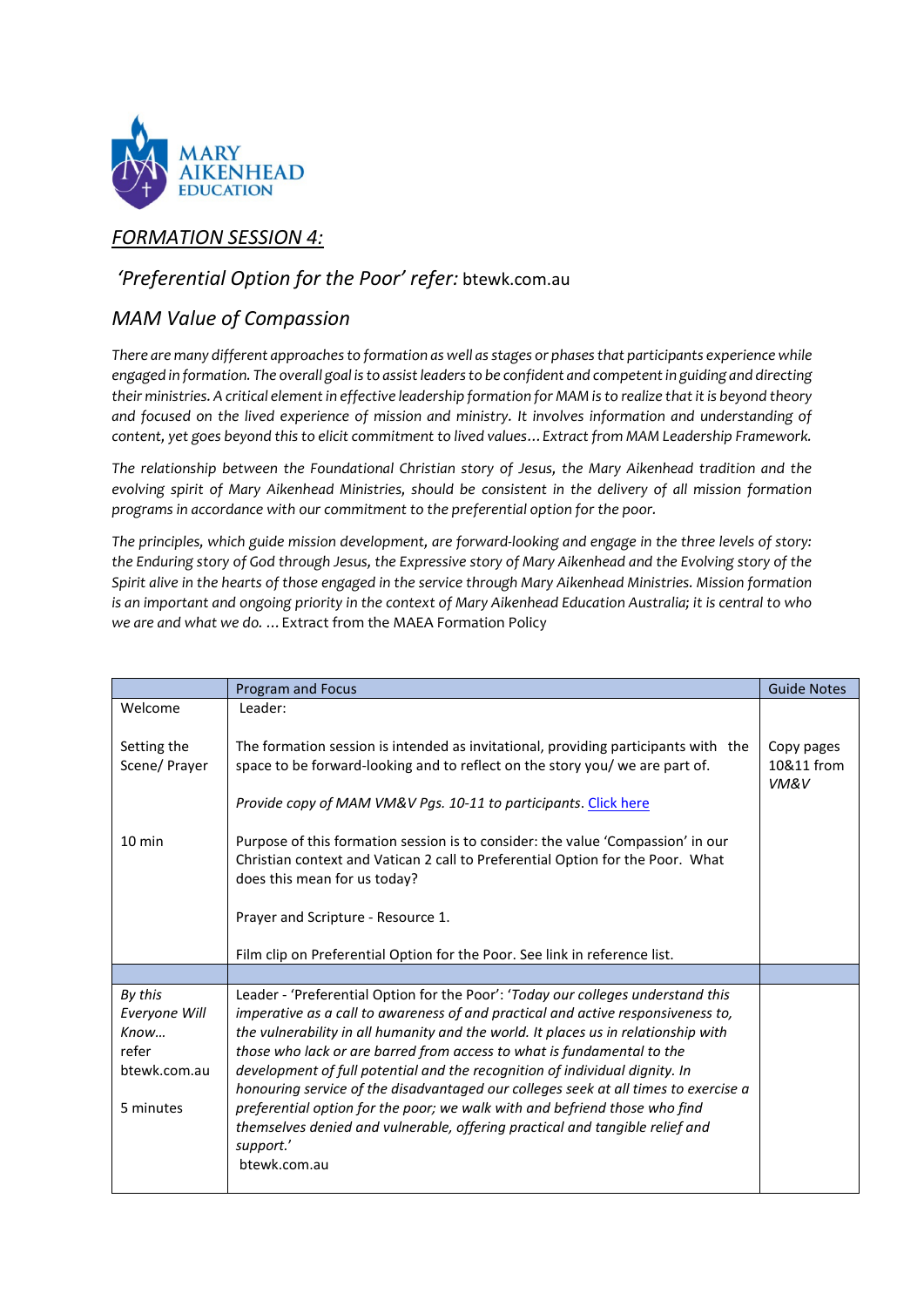MARY AIKENHEAD EDUCATION

## *FORMATION SESSION 4:*

### *'Preferential Option for the Poor' refer:* btewk.com.au

### *MAM Value of Compassion*

*There are many different approaches to formation as well as stages or phases that participants experience while engaged in formation. The overall goal is to assist leaders to be confident and competent in guiding and directing their ministries. A critical element in effective leadership formation for MAM is to realize that it is beyond theory and focused on the lived experience of mission and ministry. It involves information and understanding of content, yet goes beyond this to elicit commitment to lived values… Extract from MAM Leadership Framework.*

*The relationship between the Foundational Christian story of Jesus, the Mary Aikenhead tradition and the evolving spirit of Mary Aikenhead Ministries, should be consistent in the delivery of all mission formation programs in accordance with our commitment to the preferential option for the poor.*

*The principles, which guide mission development, are forward-looking and engage in the three levels of story: the Enduring story of God through Jesus, the Expressive story of Mary Aikenhead and the Evolving story of the Spirit alive in the hearts of those engaged in the service through Mary Aikenhead Ministries. Mission formation is an important and ongoing priority in the context of Mary Aikenhead Education Australia; it is central to who we are and what we do. …* Extract from the MAEA Formation Policy

| | Program and Focus | Guide Notes |
|---|---|---|
| Welcome<br><br>Setting the Scene/ Prayer<br><br>10 min | Leader:<br><br>The formation session is intended as invitational, providing participants with the space to be forward-looking and to reflect on the story you/ we are part of.<br><br>*Provide copy of MAM VM&V Pgs. 10-11 to participants.* Click here<br><br>Purpose of this formation session is to consider: the value 'Compassion' in our Christian context and Vatican 2 call to Preferential Option for the Poor. What does this mean for us today?<br><br>Prayer and Scripture - Resource 1.<br><br>Film clip on Preferential Option for the Poor. See link in reference list. | Copy pages 10&11 from *VM&V* |
| | | |
| *By this Everyone Will Know…* refer btewk.com.au<br><br>5 minutes | Leader - 'Preferential Option for the Poor': *'Today our colleges understand this imperative as a call to awareness of and practical and active responsiveness to, the vulnerability in all humanity and the world. It places us in relationship with those who lack or are barred from access to what is fundamental to the development of full potential and the recognition of individual dignity. In honouring service of the disadvantaged our colleges seek at all times to exercise a preferential option for the poor; we walk with and befriend those who find themselves denied and vulnerable, offering practical and tangible relief and support.'*<br>btewk.com.au | |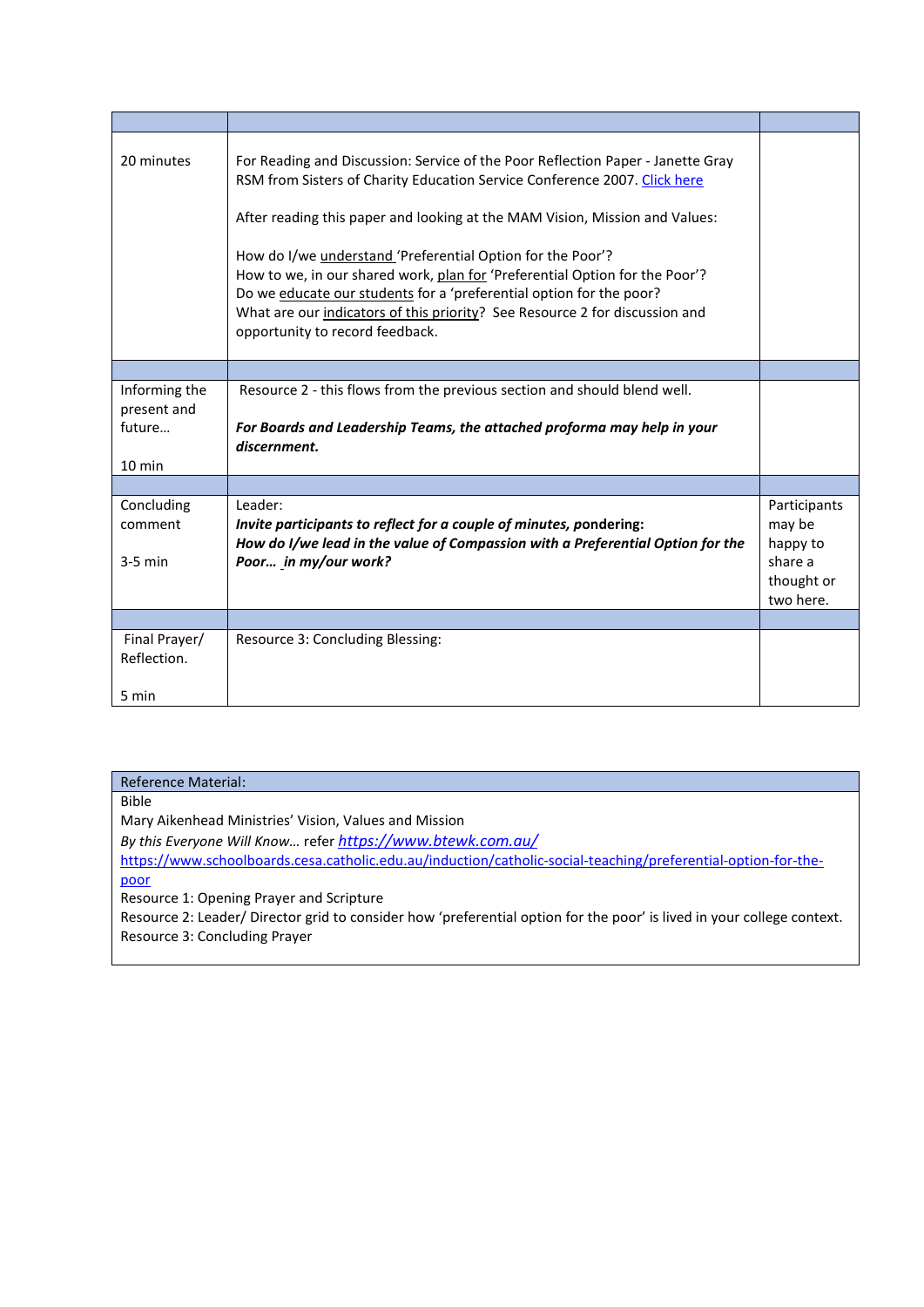| | | |
|---|---|---|
| 20 minutes | For Reading and Discussion: Service of the Poor Reflection Paper - Janette Gray RSM from Sisters of Charity Education Service Conference 2007. [Click here]()<br><br>After reading this paper and looking at the MAM Vision, Mission and Values:<br><br>How do I/we understand 'Preferential Option for the Poor'?<br>How to we, in our shared work, plan for 'Preferential Option for the Poor'?<br>Do we educate our students for a 'preferential option for the poor?<br>What are our indicators of this priority? See Resource 2 for discussion and opportunity to record feedback. | |
| | | |
| Informing the present and future…<br><br>10 min | Resource 2 - this flows from the previous section and should blend well.<br><br>***For Boards and Leadership Teams, the attached proforma may help in your discernment.*** | |
| | | |
| Concluding comment<br><br>3-5 min | Leader:<br>***Invite participants to reflect for a couple of minutes, pondering:***<br>***How do I/we lead in the value of Compassion with a Preferential Option for the Poor… in my/our work?*** | Participants may be happy to share a thought or two here. |
| | | |
| Final Prayer/ Reflection.<br><br>5 min | Resource 3: Concluding Blessing: | |

| Reference Material: |
|---|
| Bible<br>Mary Aikenhead Ministries' Vision, Values and Mission<br>*By this Everyone Will Know…* refer [https://www.btewk.com.au/](https://www.btewk.com.au/)<br>[https://www.schoolboards.cesa.catholic.edu.au/induction/catholic-social-teaching/preferential-option-for-the-poor](https://www.schoolboards.cesa.catholic.edu.au/induction/catholic-social-teaching/preferential-option-for-the-poor)<br>Resource 1: Opening Prayer and Scripture<br>Resource 2: Leader/ Director grid to consider how 'preferential option for the poor' is lived in your college context.<br>Resource 3: Concluding Prayer |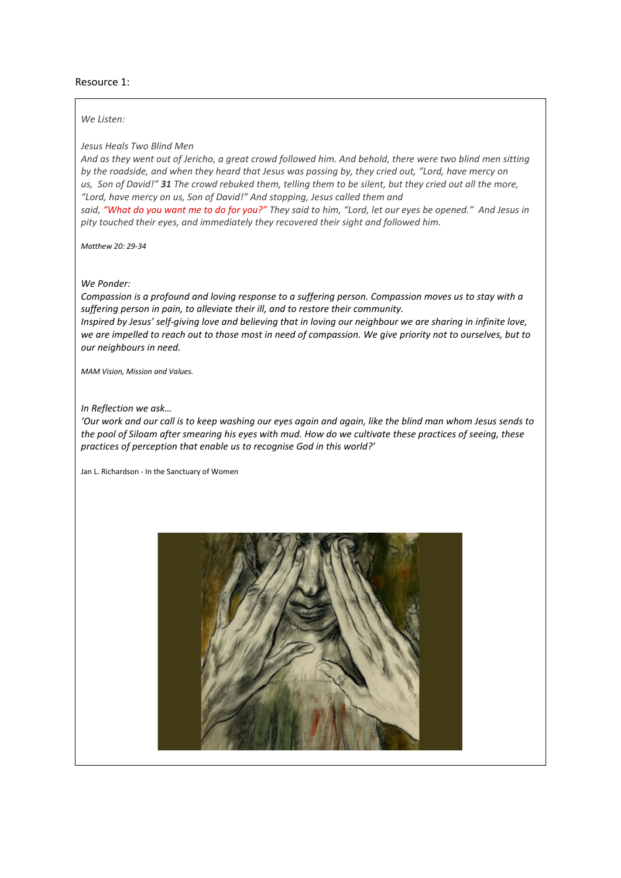Resource 1:

*We Listen:*

*Jesus Heals Two Blind Men*

*And as they went out of Jericho, a great crowd followed him. And behold, there were two blind men sitting by the roadside, and when they heard that Jesus was passing by, they cried out, "Lord, have mercy on us, Son of David!"* ***31*** *The crowd rebuked them, telling them to be silent, but they cried out all the more, "Lord, have mercy on us, Son of David!" And stopping, Jesus called them and said, "What do you want me to do for you?" They said to him, "Lord, let our eyes be opened." And Jesus in pity touched their eyes, and immediately they recovered their sight and followed him.*

*Matthew 20: 29-34*

*We Ponder:*

*Compassion is a profound and loving response to a suffering person. Compassion moves us to stay with a suffering person in pain, to alleviate their ill, and to restore their community.*

*Inspired by Jesus' self-giving love and believing that in loving our neighbour we are sharing in infinite love, we are impelled to reach out to those most in need of compassion. We give priority not to ourselves, but to our neighbours in need.*

*MAM Vision, Mission and Values.*

*In Reflection we ask…*

*'Our work and our call is to keep washing our eyes again and again, like the blind man whom Jesus sends to the pool of Siloam after smearing his eyes with mud. How do we cultivate these practices of seeing, these practices of perception that enable us to recognise God in this world?'*

Jan L. Richardson - In the Sanctuary of Women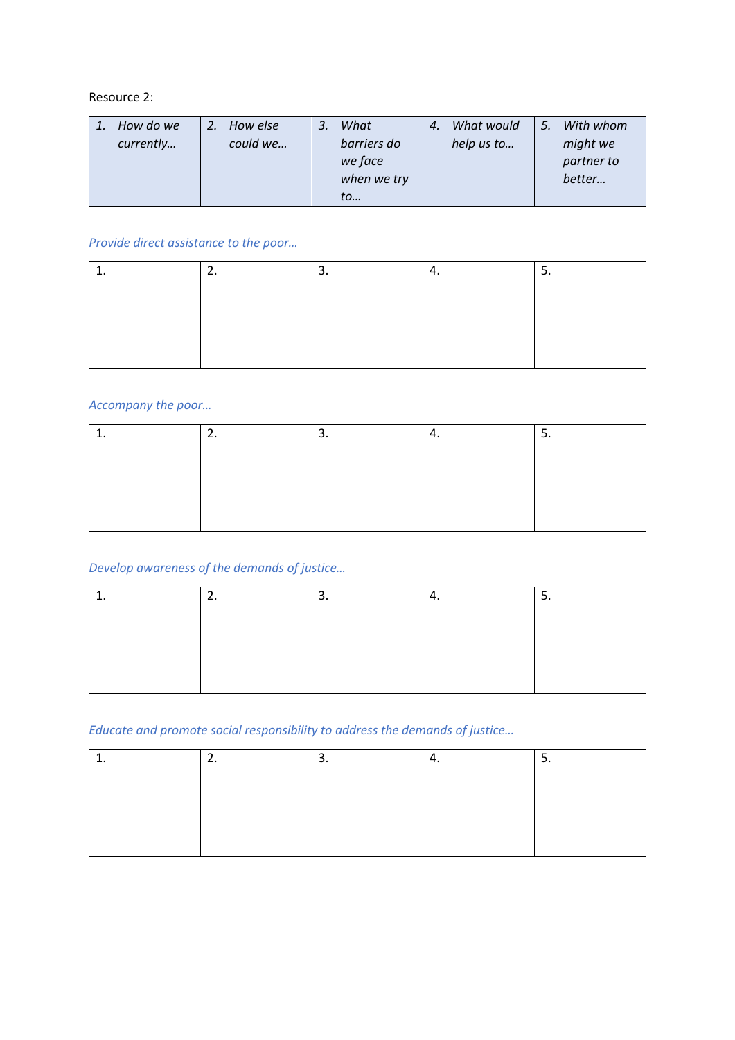Resource 2:

| 1. *How do we currently…* | 2. *How else could we…* | 3. *What barriers do we face when we try to…* | 4. *What would help us to…* | 5. *With whom might we partner to better…* |
|---|---|---|---|---|

*Provide direct assistance to the poor…*

| 1. | 2. | 3. | 4. | 5. |
|---|---|---|---|---|
| | | | | |

*Accompany the poor…*

| 1. | 2. | 3. | 4. | 5. |
|---|---|---|---|---|
| | | | | |

*Develop awareness of the demands of justice…*

| 1. | 2. | 3. | 4. | 5. |
|---|---|---|---|---|
| | | | | |

*Educate and promote social responsibility to address the demands of justice…*

| 1. | 2. | 3. | 4. | 5. |
|---|---|---|---|---|
| | | | | |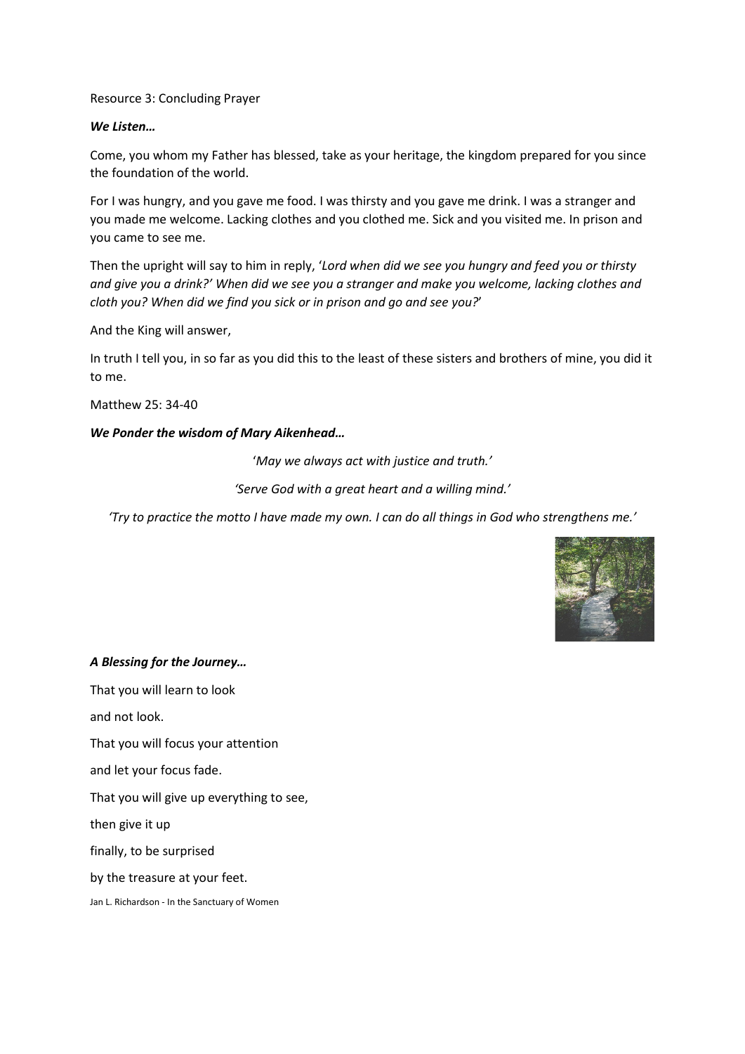Resource 3: Concluding Prayer

***We Listen…***

Come, you whom my Father has blessed, take as your heritage, the kingdom prepared for you since the foundation of the world.

For I was hungry, and you gave me food. I was thirsty and you gave me drink. I was a stranger and you made me welcome. Lacking clothes and you clothed me. Sick and you visited me. In prison and you came to see me.

Then the upright will say to him in reply, '*Lord when did we see you hungry and feed you or thirsty and give you a drink?' When did we see you a stranger and make you welcome, lacking clothes and cloth you? When did we find you sick or in prison and go and see you?*'

And the King will answer,

In truth I tell you, in so far as you did this to the least of these sisters and brothers of mine, you did it to me.

Matthew 25: 34-40

***We Ponder the wisdom of Mary Aikenhead…***

'*May we always act with justice and truth.'*

*'Serve God with a great heart and a willing mind.'*

*'Try to practice the motto I have made my own. I can do all things in God who strengthens me.'*

***A Blessing for the Journey…***

That you will learn to look

and not look.

That you will focus your attention

and let your focus fade.

That you will give up everything to see,

then give it up

finally, to be surprised

by the treasure at your feet.

Jan L. Richardson - In the Sanctuary of Women